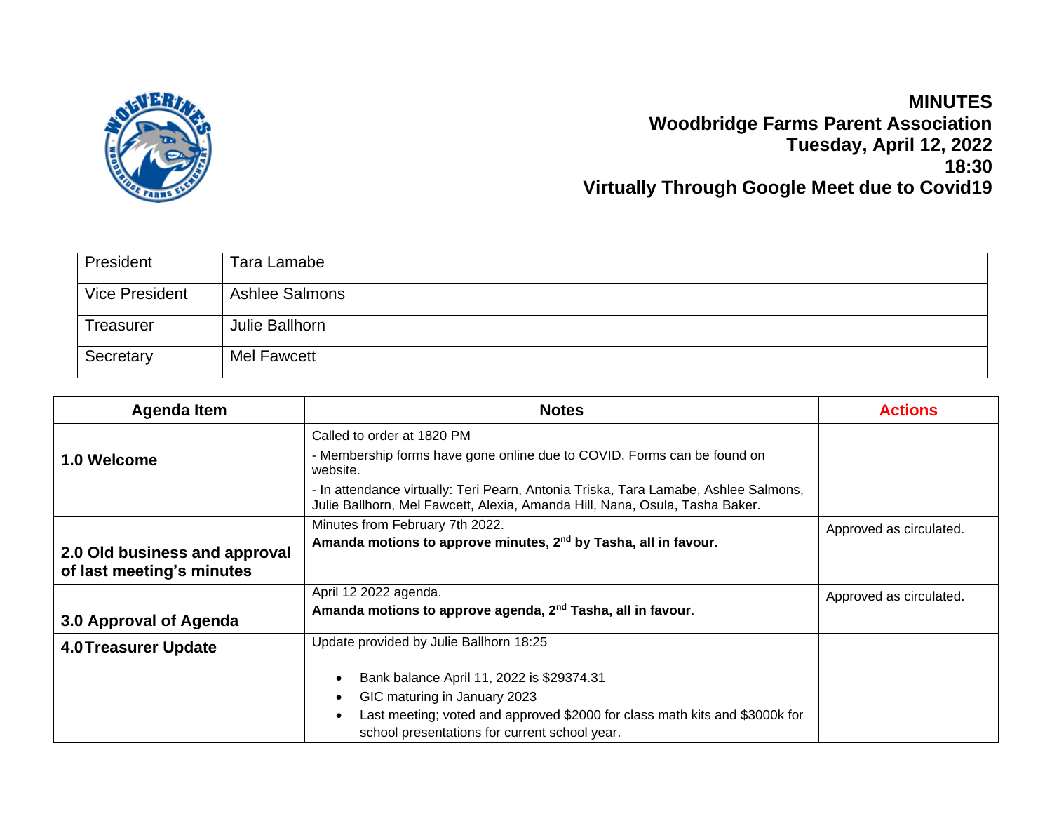**MINUTES**
**Woodbridge Farms Parent Association**
**Tuesday, April 12, 2022**
**18:30**
**Virtually Through Google Meet due to Covid19**

| | |
|---|---|
| President | Tara Lamabe |
| Vice President | Ashlee Salmons |
| Treasurer | Julie Ballhorn |
| Secretary | Mel Fawcett |

| Agenda Item | Notes | Actions |
|---|---|---|
| **1.0 Welcome** | Called to order at 1820 PM<br>- Membership forms have gone online due to COVID. Forms can be found on website.<br>- In attendance virtually: Teri Pearn, Antonia Triska, Tara Lamabe, Ashlee Salmons, Julie Ballhorn, Mel Fawcett, Alexia, Amanda Hill, Nana, Osula, Tasha Baker. | |
| **2.0 Old business and approval of last meeting's minutes** | Minutes from February 7th 2022.<br>**Amanda motions to approve minutes, 2nd by Tasha, all in favour.** | Approved as circulated. |
| **3.0 Approval of Agenda** | April 12 2022 agenda.<br>**Amanda motions to approve agenda, 2nd Tasha, all in favour.** | Approved as circulated. |
| **4.0 Treasurer Update** | Update provided by Julie Ballhorn 18:25<br>• Bank balance April 11, 2022 is $29374.31<br>• GIC maturing in January 2023<br>• Last meeting; voted and approved $2000 for class math kits and $3000k for school presentations for current school year. | |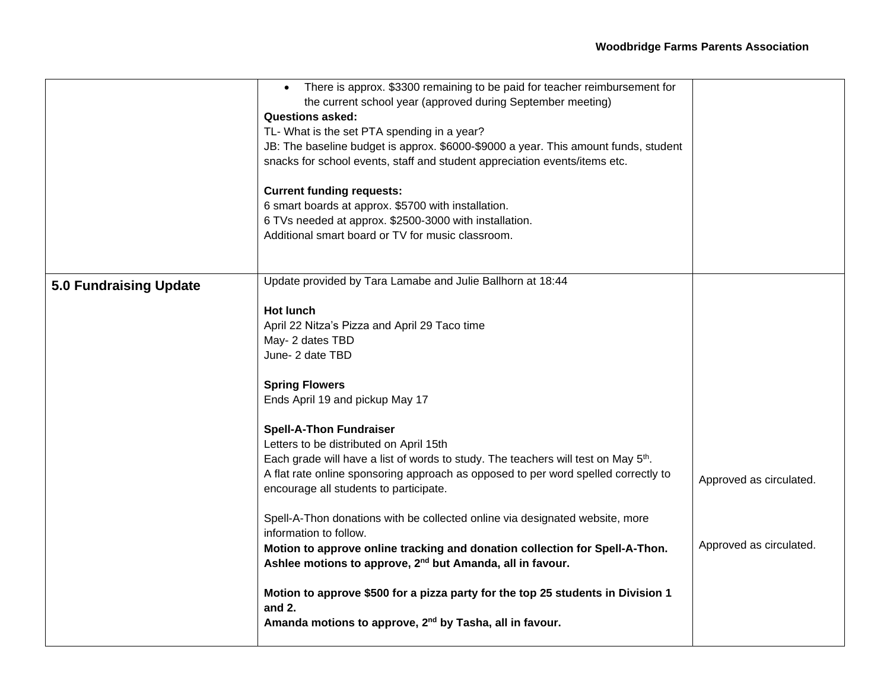| | | |
|---|---|---|
| | • There is approx. $3300 remaining to be paid for teacher reimbursement for the current school year (approved during September meeting)<br>**Questions asked:**<br>TL- What is the set PTA spending in a year?<br>JB: The baseline budget is approx. $6000-$9000 a year. This amount funds, student snacks for school events, staff and student appreciation events/items etc.<br><br>**Current funding requests:**<br>6 smart boards at approx. $5700 with installation.<br>6 TVs needed at approx. $2500-3000 with installation.<br>Additional smart board or TV for music classroom. | |
| **5.0 Fundraising Update** | Update provided by Tara Lamabe and Julie Ballhorn at 18:44<br><br>**Hot lunch**<br>April 22 Nitza's Pizza and April 29 Taco time<br>May- 2 dates TBD<br>June- 2 date TBD<br><br>**Spring Flowers**<br>Ends April 19 and pickup May 17<br><br>**Spell-A-Thon Fundraiser**<br>Letters to be distributed on April 15th<br>Each grade will have a list of words to study. The teachers will test on May 5th.<br>A flat rate online sponsoring approach as opposed to per word spelled correctly to encourage all students to participate.<br><br>Spell-A-Thon donations with be collected online via designated website, more information to follow.<br>**Motion to approve online tracking and donation collection for Spell-A-Thon. Ashlee motions to approve, 2nd but Amanda, all in favour.**<br><br>**Motion to approve $500 for a pizza party for the top 25 students in Division 1 and 2.**<br>**Amanda motions to approve, 2nd by Tasha, all in favour.** | Approved as circulated.<br><br><br>Approved as circulated. |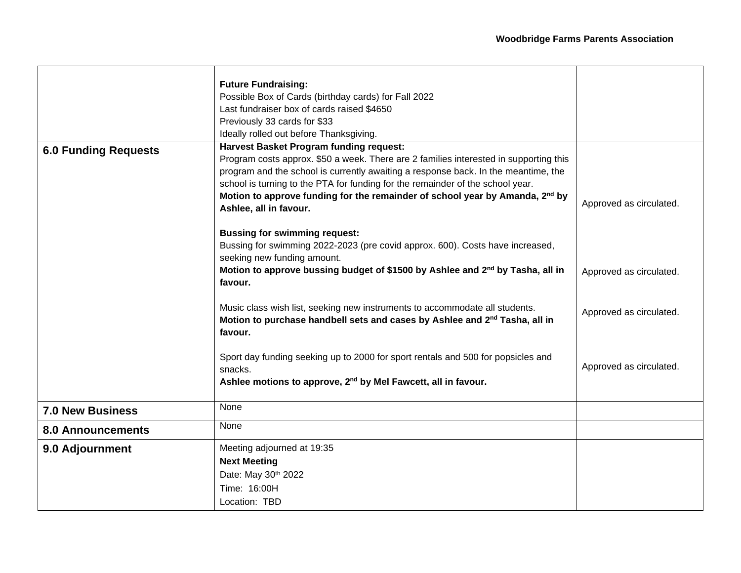| | | |
|---|---|---|
| | **Future Fundraising:**<br>Possible Box of Cards (birthday cards) for Fall 2022<br>Last fundraiser box of cards raised $4650<br>Previously 33 cards for $33<br>Ideally rolled out before Thanksgiving. | |
| **6.0 Funding Requests** | **Harvest Basket Program funding request:**<br>Program costs approx. $50 a week. There are 2 families interested in supporting this program and the school is currently awaiting a response back. In the meantime, the school is turning to the PTA for funding for the remainder of the school year.<br>**Motion to approve funding for the remainder of school year by Amanda, 2nd by Ashlee, all in favour.**<br><br>**Bussing for swimming request:**<br>Bussing for swimming 2022-2023 (pre covid approx. 600). Costs have increased, seeking new funding amount.<br>**Motion to approve bussing budget of $1500 by Ashlee and 2nd by Tasha, all in favour.**<br><br>Music class wish list, seeking new instruments to accommodate all students.<br>**Motion to purchase handbell sets and cases by Ashlee and 2nd Tasha, all in favour.**<br><br>Sport day funding seeking up to 2000 for sport rentals and 500 for popsicles and snacks.<br>**Ashlee motions to approve, 2nd by Mel Fawcett, all in favour.** | Approved as circulated.<br><br><br><br>Approved as circulated.<br><br><br>Approved as circulated.<br><br><br>Approved as circulated. |
| **7.0 New Business** | None | |
| **8.0 Announcements** | None | |
| **9.0 Adjournment** | Meeting adjourned at 19:35<br>**Next Meeting**<br>Date: May 30th 2022<br>Time: 16:00H<br>Location: TBD | |